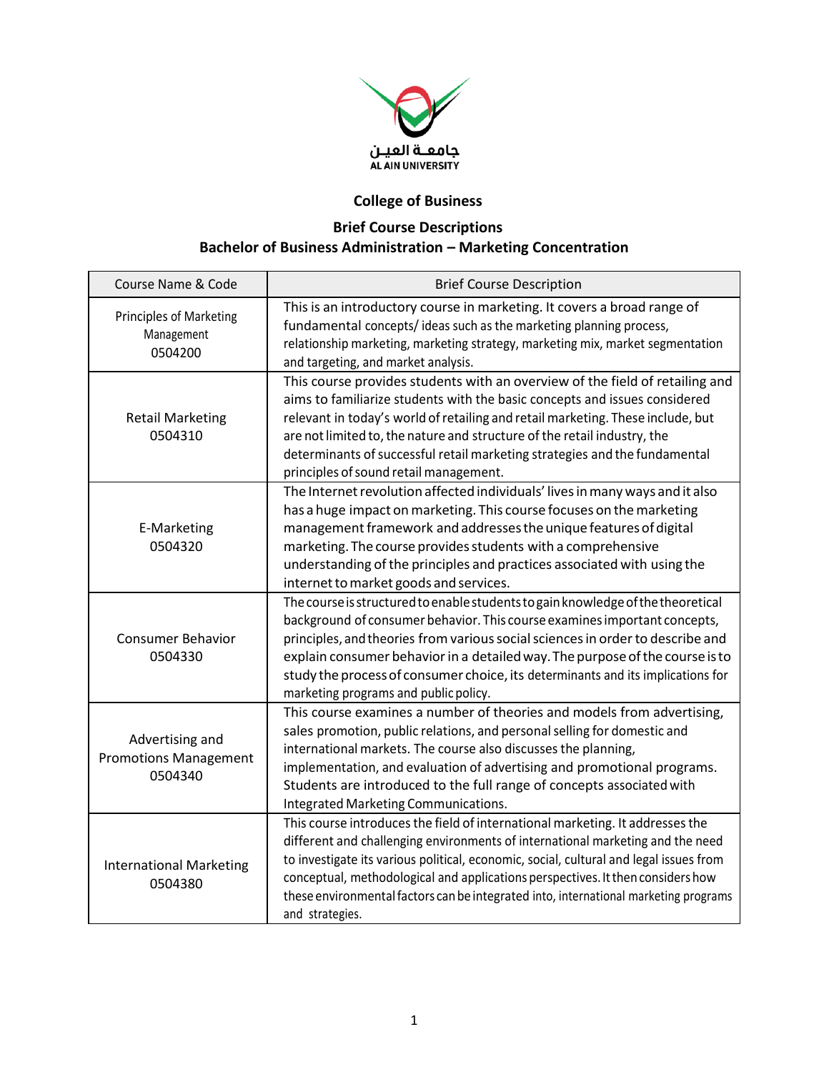جامعــة العيــن
AL AIN UNIVERSITY

# College of Business

## Brief Course Descriptions
## Bachelor of Business Administration – Marketing Concentration

| Course Name & Code | Brief Course Description |
|---|---|
| Principles of Marketing Management 0504200 | This is an introductory course in marketing. It covers a broad range of fundamental concepts/ ideas such as the marketing planning process, relationship marketing, marketing strategy, marketing mix, market segmentation and targeting, and market analysis. |
| Retail Marketing 0504310 | This course provides students with an overview of the field of retailing and aims to familiarize students with the basic concepts and issues considered relevant in today's world of retailing and retail marketing. These include, but are not limited to, the nature and structure of the retail industry, the determinants of successful retail marketing strategies and the fundamental principles of sound retail management. |
| E-Marketing 0504320 | The Internet revolution affected individuals' lives in many ways and it also has a huge impact on marketing. This course focuses on the marketing management framework and addresses the unique features of digital marketing. The course provides students with a comprehensive understanding of the principles and practices associated with using the internet to market goods and services. |
| Consumer Behavior 0504330 | The course is structured to enable students to gain knowledge of the theoretical background of consumer behavior. This course examines important concepts, principles, and theories from various social sciences in order to describe and explain consumer behavior in a detailed way. The purpose of the course is to study the process of consumer choice, its determinants and its implications for marketing programs and public policy. |
| Advertising and Promotions Management 0504340 | This course examines a number of theories and models from advertising, sales promotion, public relations, and personal selling for domestic and international markets. The course also discusses the planning, implementation, and evaluation of advertising and promotional programs. Students are introduced to the full range of concepts associated with Integrated Marketing Communications. |
| International Marketing 0504380 | This course introduces the field of international marketing. It addresses the different and challenging environments of international marketing and the need to investigate its various political, economic, social, cultural and legal issues from conceptual, methodological and applications perspectives. It then considers how these environmental factors can be integrated into, international marketing programs and strategies. |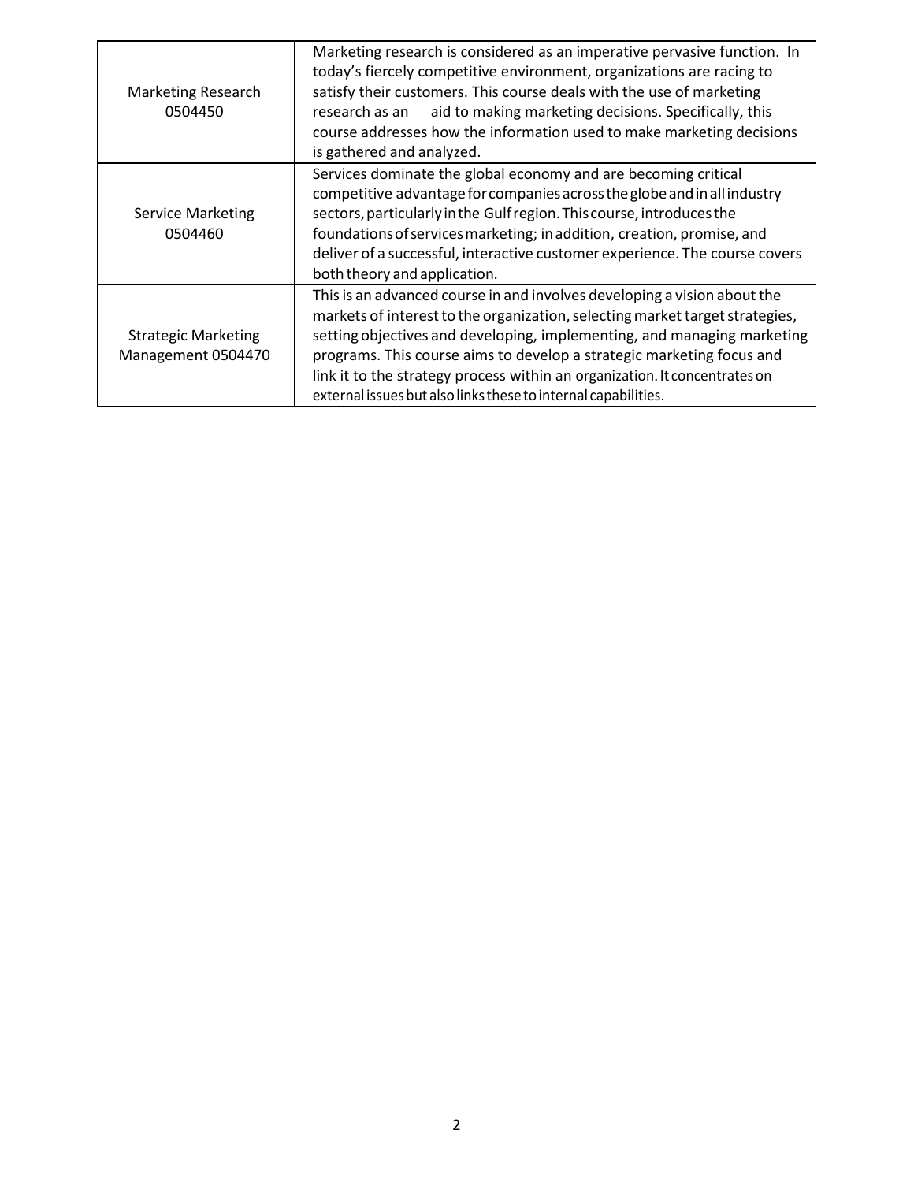| | |
|---|---|
| Marketing Research 0504450 | Marketing research is considered as an imperative pervasive function. In today's fiercely competitive environment, organizations are racing to satisfy their customers. This course deals with the use of marketing research as an aid to making marketing decisions. Specifically, this course addresses how the information used to make marketing decisions is gathered and analyzed. |
| Service Marketing 0504460 | Services dominate the global economy and are becoming critical competitive advantage for companies across the globe and in all industry sectors, particularly in the Gulf region. This course, introduces the foundations of services marketing; in addition, creation, promise, and deliver of a successful, interactive customer experience. The course covers both theory and application. |
| Strategic Marketing Management 0504470 | This is an advanced course in and involves developing a vision about the markets of interest to the organization, selecting market target strategies, setting objectives and developing, implementing, and managing marketing programs. This course aims to develop a strategic marketing focus and link it to the strategy process within an organization. It concentrates on external issues but also links these to internal capabilities. |